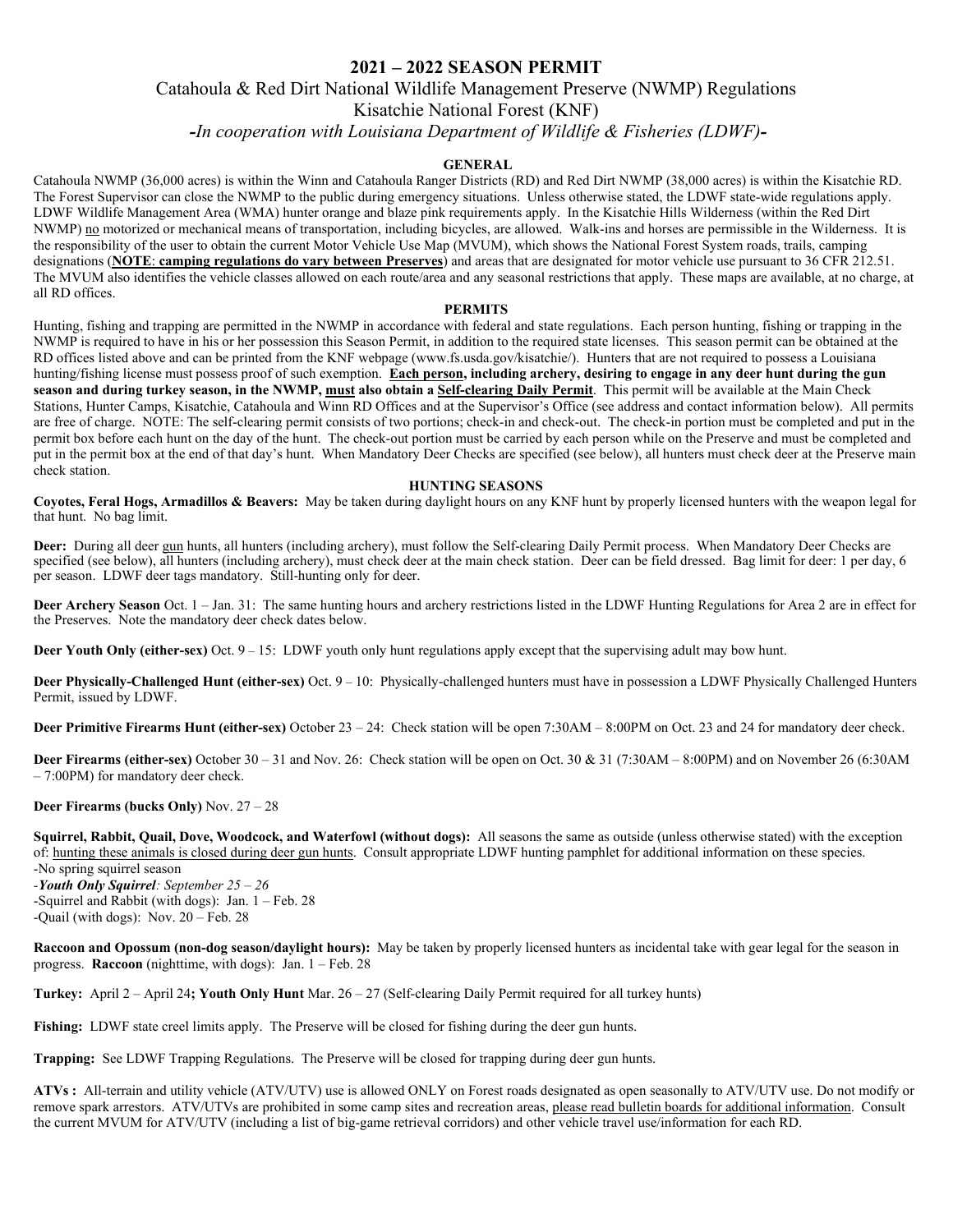# 2021 – 2022 SEASON PERMIT

## Catahoula & Red Dirt National Wildlife Management Preserve (NWMP) Regulations

## Kisatchie National Forest (KNF)

## *-In cooperation with Louisiana Department of Wildlife & Fisheries (LDWF)-*

### GENERAL

Catahoula NWMP (36,000 acres) is within the Winn and Catahoula Ranger Districts (RD) and Red Dirt NWMP (38,000 acres) is within the Kisatchie RD. The Forest Supervisor can close the NWMP to the public during emergency situations. Unless otherwise stated, the LDWF state-wide regulations apply. LDWF Wildlife Management Area (WMA) hunter orange and blaze pink requirements apply. In the Kisatchie Hills Wilderness (within the Red Dirt NWMP) <u>no</u> motorized or mechanical means of transportation, including bicycles, are allowed. Walk-ins and horses are permissible in the Wilderness. It is the responsibility of the user to obtain the current Motor Vehicle Use Map (MVUM), which shows the National Forest System roads, trails, camping designations (**<u>NOTE</u>**: **<u>camping regulations do vary between Preserves</u>**) and areas that are designated for motor vehicle use pursuant to 36 CFR 212.51. The MVUM also identifies the vehicle classes allowed on each route/area and any seasonal restrictions that apply. These maps are available, at no charge, at all RD offices.

### PERMITS

Hunting, fishing and trapping are permitted in the NWMP in accordance with federal and state regulations. Each person hunting, fishing or trapping in the NWMP is required to have in his or her possession this Season Permit, in addition to the required state licenses. This season permit can be obtained at the RD offices listed above and can be printed from the KNF webpage (www.fs.usda.gov/kisatchie/). Hunters that are not required to possess a Louisiana hunting/fishing license must possess proof of such exemption. **<u>Each person</u>, including archery, desiring to engage in any deer hunt during the gun season and during turkey season, in the NWMP, <u>must</u> also obtain a <u>Self-clearing Daily Permit</u>**. This permit will be available at the Main Check Stations, Hunter Camps, Kisatchie, Catahoula and Winn RD Offices and at the Supervisor's Office (see address and contact information below). All permits are free of charge. NOTE: The self-clearing permit consists of two portions; check-in and check-out. The check-in portion must be completed and put in the permit box before each hunt on the day of the hunt. The check-out portion must be carried by each person while on the Preserve and must be completed and put in the permit box at the end of that day's hunt. When Mandatory Deer Checks are specified (see below), all hunters must check deer at the Preserve main check station.

### HUNTING SEASONS

**Coyotes, Feral Hogs, Armadillos & Beavers:** May be taken during daylight hours on any KNF hunt by properly licensed hunters with the weapon legal for that hunt. No bag limit.

**Deer:** During all deer <u>gun</u> hunts, all hunters (including archery), must follow the Self-clearing Daily Permit process. When Mandatory Deer Checks are specified (see below), all hunters (including archery), must check deer at the main check station. Deer can be field dressed. Bag limit for deer: 1 per day, 6 per season. LDWF deer tags mandatory. Still-hunting only for deer.

**Deer Archery Season** Oct. 1 – Jan. 31: The same hunting hours and archery restrictions listed in the LDWF Hunting Regulations for Area 2 are in effect for the Preserves. Note the mandatory deer check dates below.

**Deer Youth Only (either-sex)** Oct. 9 – 15: LDWF youth only hunt regulations apply except that the supervising adult may bow hunt.

**Deer Physically-Challenged Hunt (either-sex)** Oct. 9 – 10: Physically-challenged hunters must have in possession a LDWF Physically Challenged Hunters Permit, issued by LDWF.

**Deer Primitive Firearms Hunt (either-sex)** October 23 – 24: Check station will be open 7:30AM – 8:00PM on Oct. 23 and 24 for mandatory deer check.

**Deer Firearms (either-sex)** October 30 – 31 and Nov. 26: Check station will be open on Oct. 30 & 31 (7:30AM – 8:00PM) and on November 26 (6:30AM – 7:00PM) for mandatory deer check.

**Deer Firearms (bucks Only)** Nov. 27 – 28

**Squirrel, Rabbit, Quail, Dove, Woodcock, and Waterfowl (without dogs):** All seasons the same as outside (unless otherwise stated) with the exception of: <u>hunting these animals is closed during deer gun hunts</u>. Consult appropriate LDWF hunting pamphlet for additional information on these species.

- No spring squirrel season
- ***Youth Only Squirrel**: September 25 – 26*
- Squirrel and Rabbit (with dogs): Jan. 1 – Feb. 28
- Quail (with dogs): Nov. 20 – Feb. 28

**Raccoon and Opossum (non-dog season/daylight hours):** May be taken by properly licensed hunters as incidental take with gear legal for the season in progress. **Raccoon** (nighttime, with dogs): Jan. 1 – Feb. 28

**Turkey:** April 2 – April 24**; Youth Only Hunt** Mar. 26 – 27 (Self-clearing Daily Permit required for all turkey hunts)

**Fishing:** LDWF state creel limits apply. The Preserve will be closed for fishing during the deer gun hunts.

**Trapping:** See LDWF Trapping Regulations. The Preserve will be closed for trapping during deer gun hunts.

**ATVs :** All-terrain and utility vehicle (ATV/UTV) use is allowed ONLY on Forest roads designated as open seasonally to ATV/UTV use. Do not modify or remove spark arrestors. ATV/UTVs are prohibited in some camp sites and recreation areas, <u>please read bulletin boards for additional information</u>. Consult the current MVUM for ATV/UTV (including a list of big-game retrieval corridors) and other vehicle travel use/information for each RD.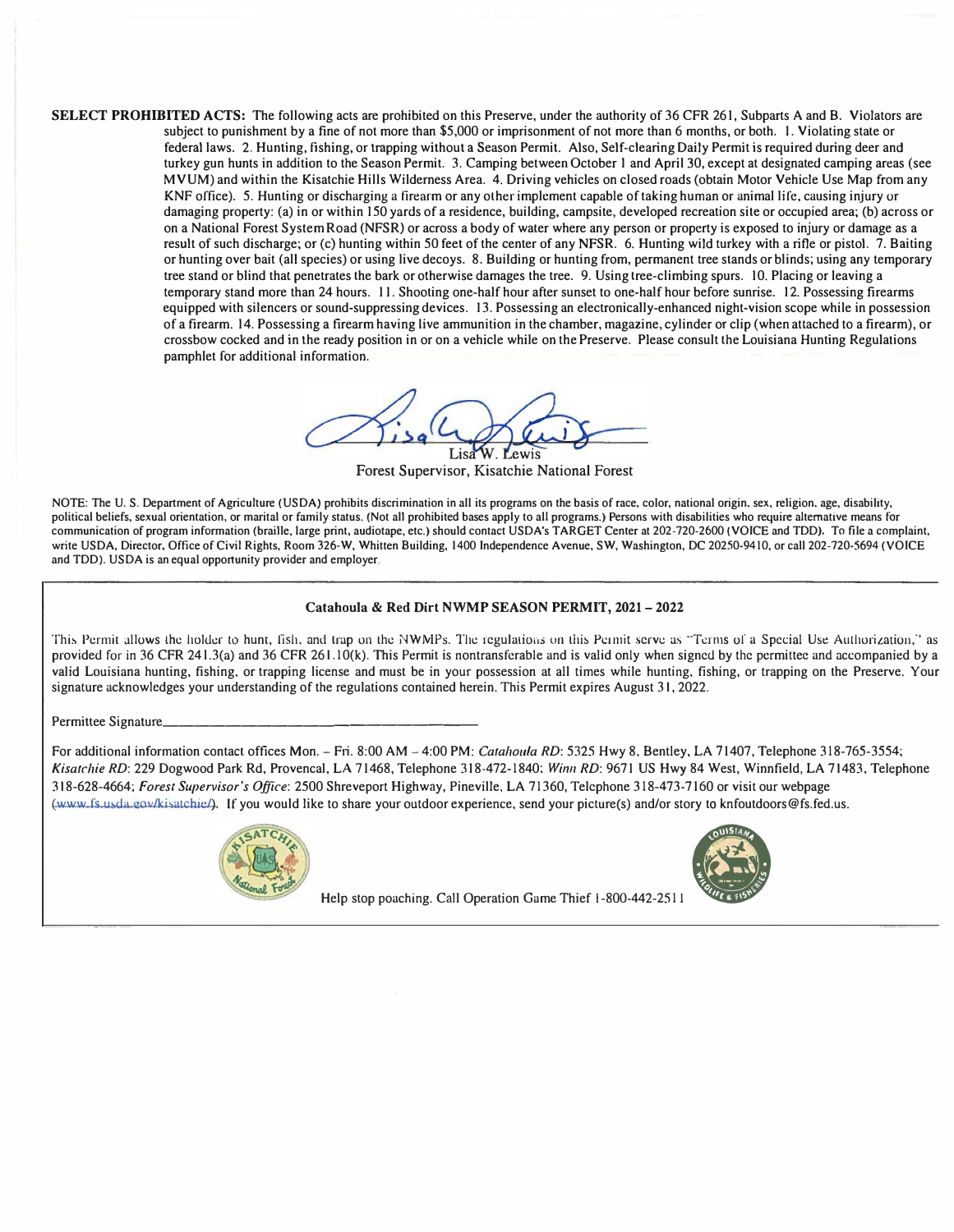**SELECT PROHIBITED ACTS:** The following acts are prohibited on this Preserve, under the authority of 36 CFR 261, Subparts A and B. Violators are subject to punishment by a fine of not more than $5,000 or imprisonment of not more than 6 months, or both. 1. Violating state or federal laws. 2. Hunting, fishing, or trapping without a Season Permit. Also, Self-clearing Daily Permit is required during deer and turkey gun hunts in addition to the Season Permit. 3. Camping between October 1 and April 30, except at designated camping areas (see MVUM) and within the Kisatchie Hills Wilderness Area. 4. Driving vehicles on closed roads (obtain Motor Vehicle Use Map from any KNF office). 5. Hunting or discharging a firearm or any other implement capable of taking human or animal life, causing injury or damaging property: (a) in or within 150 yards of a residence, building, campsite, developed recreation site or occupied area; (b) across or on a National Forest System Road (NFSR) or across a body of water where any person or property is exposed to injury or damage as a result of such discharge; or (c) hunting within 50 feet of the center of any NFSR. 6. Hunting wild turkey with a rifle or pistol. 7. Baiting or hunting over bait (all species) or using live decoys. 8. Building or hunting from, permanent tree stands or blinds; using any temporary tree stand or blind that penetrates the bark or otherwise damages the tree. 9. Using tree-climbing spurs. 10. Placing or leaving a temporary stand more than 24 hours. 11. Shooting one-half hour after sunset to one-half hour before sunrise. 12. Possessing firearms equipped with silencers or sound-suppressing devices. 13. Possessing an electronically-enhanced night-vision scope while in possession of a firearm. 14. Possessing a firearm having live ammunition in the chamber, magazine, cylinder or clip (when attached to a firearm), or crossbow cocked and in the ready position in or on a vehicle while on the Preserve. Please consult the Louisiana Hunting Regulations pamphlet for additional information.

Lisa W. Lewis
Forest Supervisor, Kisatchie National Forest

NOTE: The U. S. Department of Agriculture (USDA) prohibits discrimination in all its programs on the basis of race, color, national origin, sex, religion, age, disability, political beliefs, sexual orientation, or marital or family status. (Not all prohibited bases apply to all programs.) Persons with disabilities who require alternative means for communication of program information (braille, large print, audiotape, etc.) should contact USDA's TARGET Center at 202-720-2600 (VOICE and TDD). To file a complaint, write USDA, Director, Office of Civil Rights, Room 326-W, Whitten Building, 1400 Independence Avenue, SW, Washington, DC 20250-9410, or call 202-720-5694 (VOICE and TDD). USDA is an equal opportunity provider and employer.

**Catahoula & Red Dirt NWMP SEASON PERMIT, 2021 – 2022**

This Permit allows the holder to hunt, fish, and trap on the NWMPs. The regulations on this Permit serve as "Terms of a Special Use Authorization," as provided for in 36 CFR 241.3(a) and 36 CFR 261.10(k). This Permit is nontransferable and is valid only when signed by the permittee and accompanied by a valid Louisiana hunting, fishing, or trapping license and must be in your possession at all times while hunting, fishing, or trapping on the Preserve. Your signature acknowledges your understanding of the regulations contained herein. This Permit expires August 31, 2022.

Permittee Signature________________________________

For additional information contact offices Mon. – Fri. 8:00 AM – 4:00 PM: *Catahoula RD*: 5325 Hwy 8, Bentley, LA 71407, Telephone 318-765-3554; *Kisatchie RD*: 229 Dogwood Park Rd, Provencal, LA 71468, Telephone 318-472-1840; *Winn RD*: 9671 US Hwy 84 West, Winnfield, LA 71483, Telephone 318-628-4664; *Forest Supervisor's Office*: 2500 Shreveport Highway, Pineville, LA 71360, Telephone 318-473-7160 or visit our webpage (www.fs.usda.gov/kisatchie/). If you would like to share your outdoor experience, send your picture(s) and/or story to knfoutdoors@fs.fed.us.

Help stop poaching. Call Operation Game Thief 1-800-442-2511